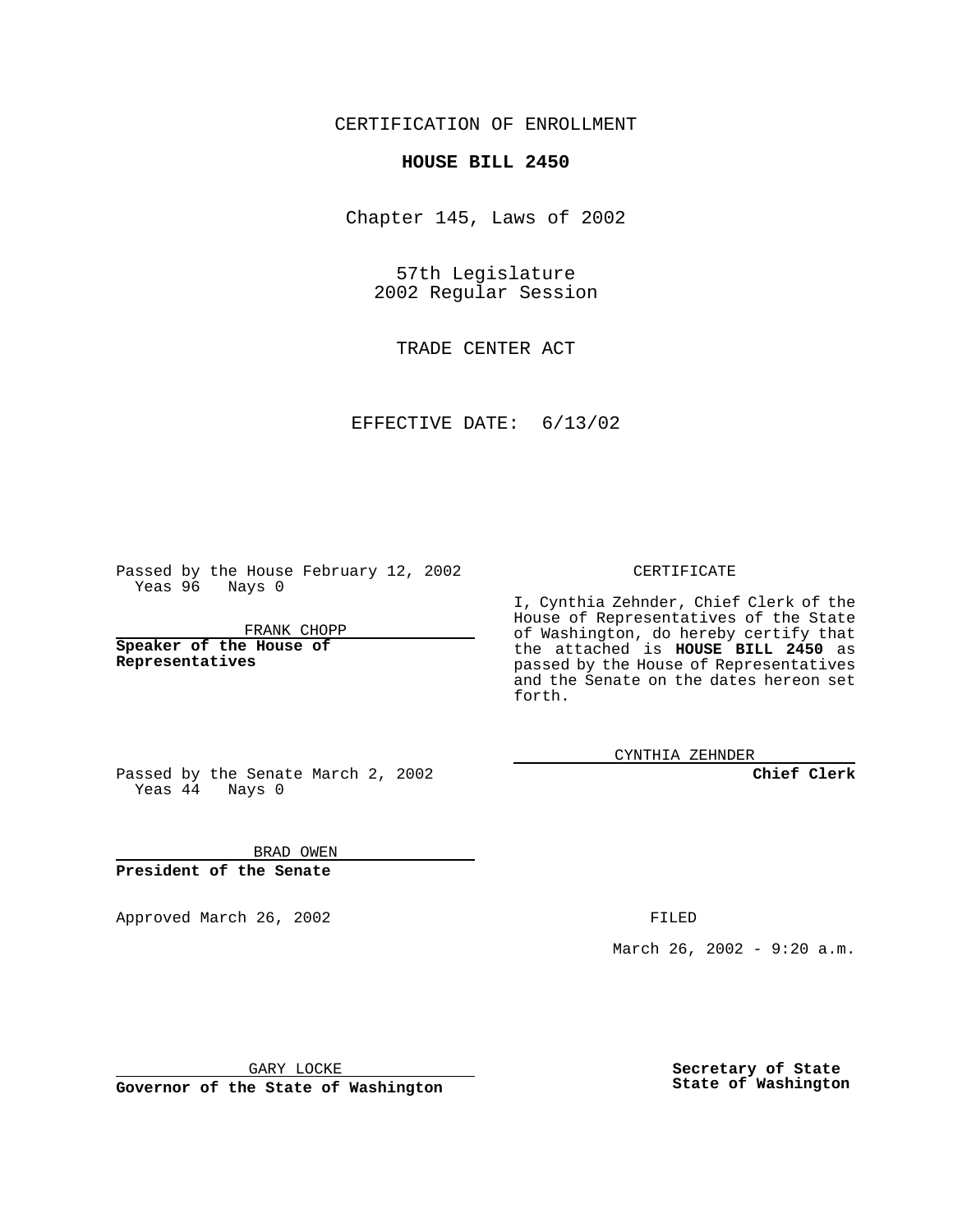CERTIFICATION OF ENROLLMENT

**HOUSE BILL 2450**

Chapter 145, Laws of 2002

57th Legislature
2002 Regular Session

TRADE CENTER ACT

EFFECTIVE DATE: 6/13/02

Passed by the House February 12, 2002
Yeas 96 Nays 0

FRANK CHOPP

**Speaker of the House of Representatives**

Passed by the Senate March 2, 2002
Yeas 44 Nays 0

BRAD OWEN

**President of the Senate**

Approved March 26, 2002

GARY LOCKE

**Governor of the State of Washington**

CERTIFICATE

I, Cynthia Zehnder, Chief Clerk of the House of Representatives of the State of Washington, do hereby certify that the attached is **HOUSE BILL 2450** as passed by the House of Representatives and the Senate on the dates hereon set forth.

CYNTHIA ZEHNDER

**Chief Clerk**

FILED

March 26, 2002 - 9:20 a.m.

**Secretary of State**
**State of Washington**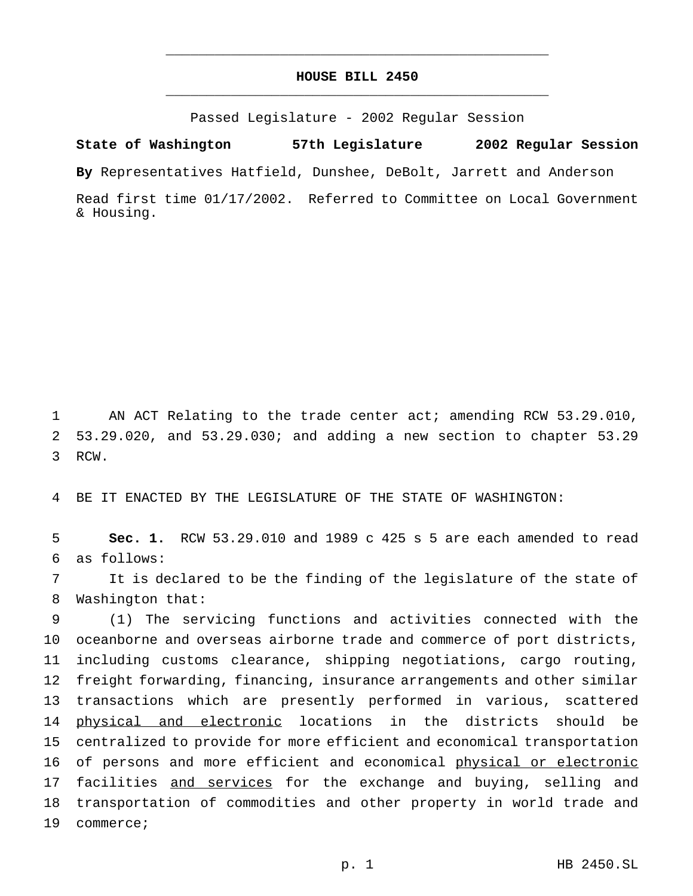# HOUSE BILL 2450

Passed Legislature - 2002 Regular Session

**State of Washington** **57th Legislature** **2002 Regular Session**

**By** Representatives Hatfield, Dunshee, DeBolt, Jarrett and Anderson

Read first time 01/17/2002. Referred to Committee on Local Government & Housing.

AN ACT Relating to the trade center act; amending RCW 53.29.010, 53.29.020, and 53.29.030; and adding a new section to chapter 53.29 RCW.

BE IT ENACTED BY THE LEGISLATURE OF THE STATE OF WASHINGTON:

**Sec. 1.** RCW 53.29.010 and 1989 c 425 s 5 are each amended to read as follows:

It is declared to be the finding of the legislature of the state of Washington that:

(1) The servicing functions and activities connected with the oceanborne and overseas airborne trade and commerce of port districts, including customs clearance, shipping negotiations, cargo routing, freight forwarding, financing, insurance arrangements and other similar transactions which are presently performed in various, scattered <u>physical and electronic</u> locations in the districts should be centralized to provide for more efficient and economical transportation of persons and more efficient and economical <u>physical or electronic</u> facilities <u>and services</u> for the exchange and buying, selling and transportation of commodities and other property in world trade and commerce;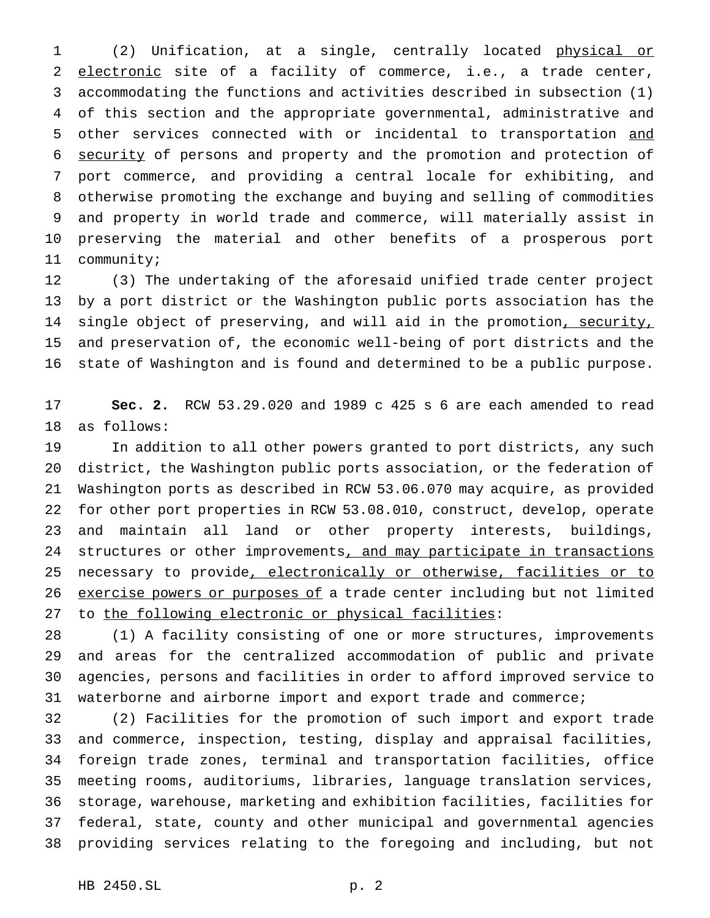(2) Unification, at a single, centrally located physical or electronic site of a facility of commerce, i.e., a trade center, accommodating the functions and activities described in subsection (1) of this section and the appropriate governmental, administrative and other services connected with or incidental to transportation and security of persons and property and the promotion and protection of port commerce, and providing a central locale for exhibiting, and otherwise promoting the exchange and buying and selling of commodities and property in world trade and commerce, will materially assist in preserving the material and other benefits of a prosperous port community;

(3) The undertaking of the aforesaid unified trade center project by a port district or the Washington public ports association has the single object of preserving, and will aid in the promotion, security, and preservation of, the economic well-being of port districts and the state of Washington and is found and determined to be a public purpose.

**Sec. 2.** RCW 53.29.020 and 1989 c 425 s 6 are each amended to read as follows:

In addition to all other powers granted to port districts, any such district, the Washington public ports association, or the federation of Washington ports as described in RCW 53.06.070 may acquire, as provided for other port properties in RCW 53.08.010, construct, develop, operate and maintain all land or other property interests, buildings, structures or other improvements, and may participate in transactions necessary to provide, electronically or otherwise, facilities or to exercise powers or purposes of a trade center including but not limited to the following electronic or physical facilities:

(1) A facility consisting of one or more structures, improvements and areas for the centralized accommodation of public and private agencies, persons and facilities in order to afford improved service to waterborne and airborne import and export trade and commerce;

(2) Facilities for the promotion of such import and export trade and commerce, inspection, testing, display and appraisal facilities, foreign trade zones, terminal and transportation facilities, office meeting rooms, auditoriums, libraries, language translation services, storage, warehouse, marketing and exhibition facilities, facilities for federal, state, county and other municipal and governmental agencies providing services relating to the foregoing and including, but not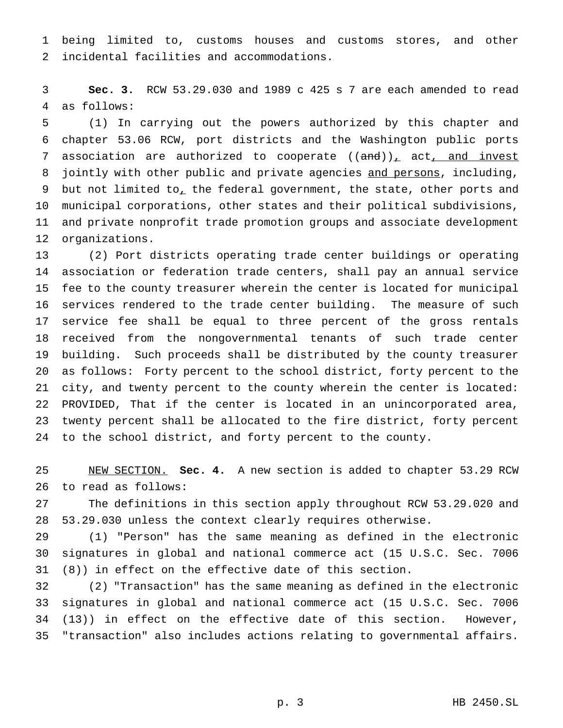being limited to, customs houses and customs stores, and other incidental facilities and accommodations.

**Sec. 3.** RCW 53.29.030 and 1989 c 425 s 7 are each amended to read as follows:

(1) In carrying out the powers authorized by this chapter and chapter 53.06 RCW, port districts and the Washington public ports association are authorized to cooperate ((~~and~~))<u>,</u> act<u>, and invest</u> jointly with other public and private agencies <u>and persons</u>, including, but not limited to<u>,</u> the federal government, the state, other ports and municipal corporations, other states and their political subdivisions, and private nonprofit trade promotion groups and associate development organizations.

(2) Port districts operating trade center buildings or operating association or federation trade centers, shall pay an annual service fee to the county treasurer wherein the center is located for municipal services rendered to the trade center building. The measure of such service fee shall be equal to three percent of the gross rentals received from the nongovernmental tenants of such trade center building. Such proceeds shall be distributed by the county treasurer as follows: Forty percent to the school district, forty percent to the city, and twenty percent to the county wherein the center is located: PROVIDED, That if the center is located in an unincorporated area, twenty percent shall be allocated to the fire district, forty percent to the school district, and forty percent to the county.

<u>NEW SECTION.</u> **Sec. 4.** A new section is added to chapter 53.29 RCW to read as follows:

The definitions in this section apply throughout RCW 53.29.020 and 53.29.030 unless the context clearly requires otherwise.

(1) "Person" has the same meaning as defined in the electronic signatures in global and national commerce act (15 U.S.C. Sec. 7006 (8)) in effect on the effective date of this section.

(2) "Transaction" has the same meaning as defined in the electronic signatures in global and national commerce act (15 U.S.C. Sec. 7006 (13)) in effect on the effective date of this section. However, "transaction" also includes actions relating to governmental affairs.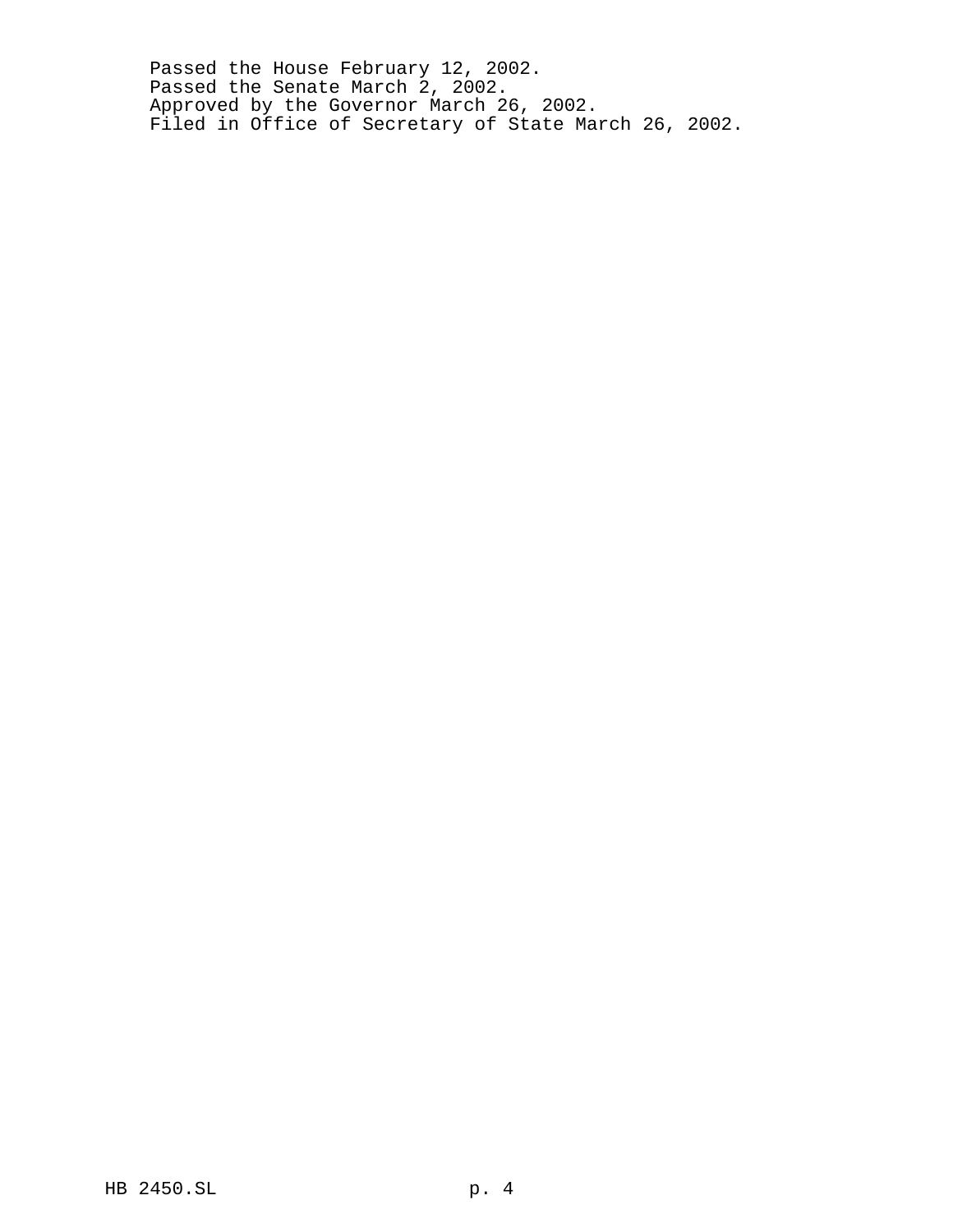Passed the House February 12, 2002.
Passed the Senate March 2, 2002.
Approved by the Governor March 26, 2002.
Filed in Office of Secretary of State March 26, 2002.